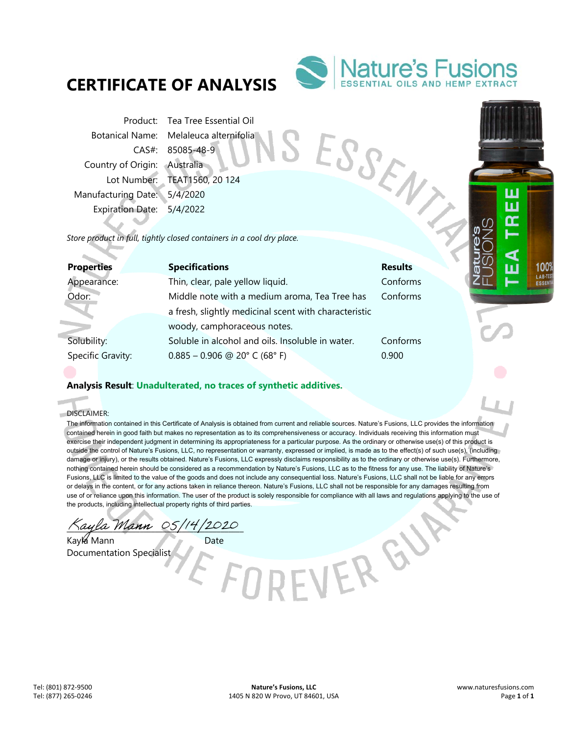# CERTIFICATE OF ANALYSIS

Nature's Fusions
ESSENTIAL OILS AND HEMP EXTRACT

| | |
|---|---|
| Product: | Tea Tree Essential Oil |
| Botanical Name: | Melaleuca alternifolia |
| CAS#: | 85085-48-9 |
| Country of Origin: | Australia |
| Lot Number: | TEAT1560, 20 124 |
| Manufacturing Date: | 5/4/2020 |
| Expiration Date: | 5/4/2022 |

*Store product in full, tightly closed containers in a cool dry place.*

| Properties | Specifications | Results |
|---|---|---|
| Appearance: | Thin, clear, pale yellow liquid. | Conforms |
| Odor: | Middle note with a medium aroma, Tea Tree has a fresh, slightly medicinal scent with characteristic woody, camphoraceous notes. | Conforms |
| Solubility: | Soluble in alcohol and oils. Insoluble in water. | Conforms |
| Specific Gravity: | 0.885 – 0.906 @ 20° C (68° F) | 0.900 |

**Analysis Result**: **Unadulterated, no traces of synthetic additives.**

DISCLAIMER:

The information contained in this Certificate of Analysis is obtained from current and reliable sources. Nature's Fusions, LLC provides the information contained herein in good faith but makes no representation as to its comprehensiveness or accuracy. Individuals receiving this information must exercise their independent judgment in determining its appropriateness for a particular purpose. As the ordinary or otherwise use(s) of this product is outside the control of Nature's Fusions, LLC, no representation or warranty, expressed or implied, is made as to the effect(s) of such use(s), (including damage or injury), or the results obtained. Nature's Fusions, LLC expressly disclaims responsibility as to the ordinary or otherwise use(s). Furthermore, nothing contained herein should be considered as a recommendation by Nature's Fusions, LLC as to the fitness for any use. The liability of Nature's Fusions, LLC is limited to the value of the goods and does not include any consequential loss. Nature's Fusions, LLC shall not be liable for any errors or delays in the content, or for any actions taken in reliance thereon. Nature's Fusions, LLC shall not be responsible for any damages resulting from use of or reliance upon this information. The user of the product is solely responsible for compliance with all laws and regulations applying to the use of the products, including intellectual property rights of third parties.

*Kayla Mann* 05/14/2020

Kayla Mann — Date

Documentation Specialist

Tel: (801) 872-9500
Tel: (877) 265-0246

**Nature's Fusions, LLC**
1405 N 820 W Provo, UT 84601, USA

www.naturesfusions.com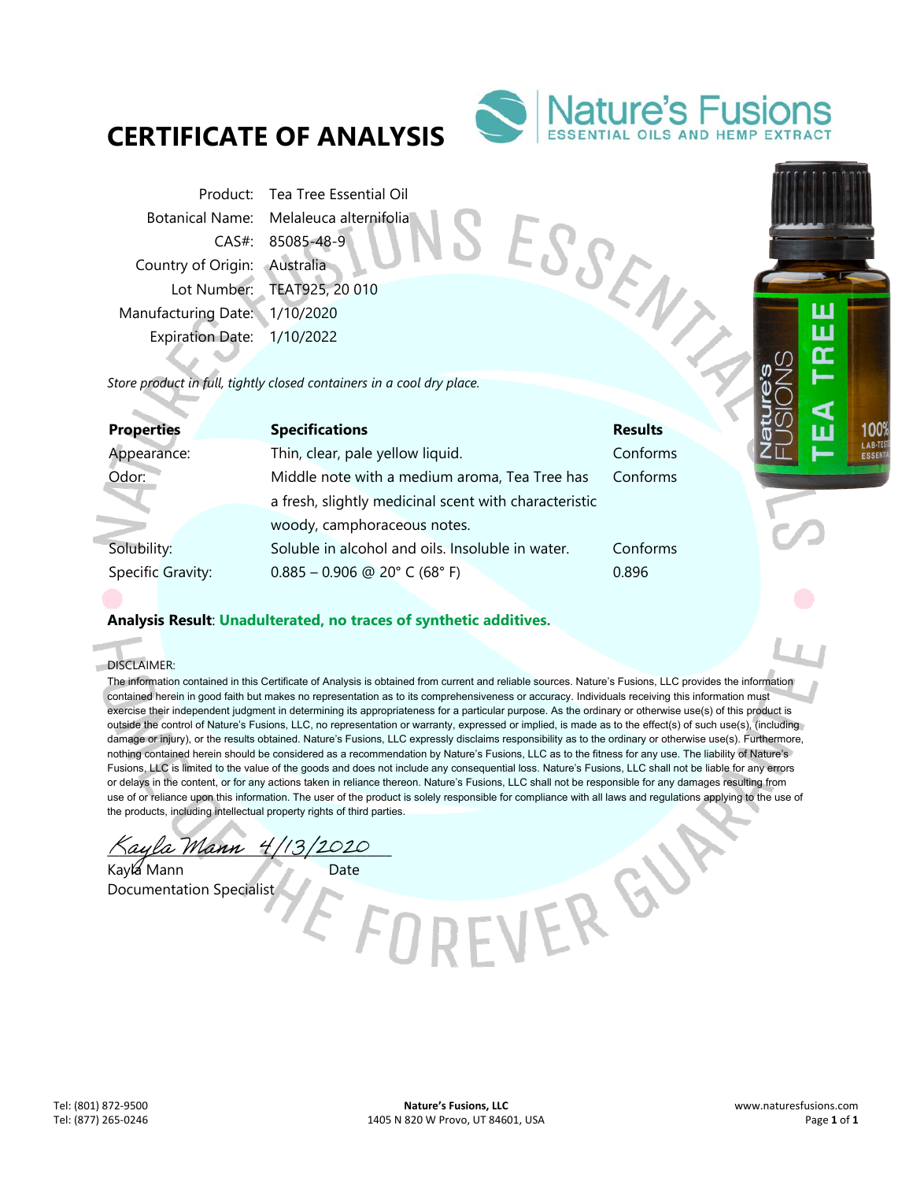# CERTIFICATE OF ANALYSIS

Nature's Fusions
ESSENTIAL OILS AND HEMP EXTRACT

| | |
|---|---|
| Product: | Tea Tree Essential Oil |
| Botanical Name: | Melaleuca alternifolia |
| CAS#: | 85085-48-9 |
| Country of Origin: | Australia |
| Lot Number: | TEAT925, 20 010 |
| Manufacturing Date: | 1/10/2020 |
| Expiration Date: | 1/10/2022 |

*Store product in full, tightly closed containers in a cool dry place.*

| Properties | Specifications | Results |
|---|---|---|
| Appearance: | Thin, clear, pale yellow liquid. | Conforms |
| Odor: | Middle note with a medium aroma, Tea Tree has a fresh, slightly medicinal scent with characteristic woody, camphoraceous notes. | Conforms |
| Solubility: | Soluble in alcohol and oils. Insoluble in water. | Conforms |
| Specific Gravity: | 0.885 – 0.906 @ 20° C (68° F) | 0.896 |

**Analysis Result**: **Unadulterated, no traces of synthetic additives.**

DISCLAIMER:
The information contained in this Certificate of Analysis is obtained from current and reliable sources. Nature's Fusions, LLC provides the information contained herein in good faith but makes no representation as to its comprehensiveness or accuracy. Individuals receiving this information must exercise their independent judgment in determining its appropriateness for a particular purpose. As the ordinary or otherwise use(s) of this product is outside the control of Nature's Fusions, LLC, no representation or warranty, expressed or implied, is made as to the effect(s) of such use(s), (including damage or injury), or the results obtained. Nature's Fusions, LLC expressly disclaims responsibility as to the ordinary or otherwise use(s). Furthermore, nothing contained herein should be considered as a recommendation by Nature's Fusions, LLC as to the fitness for any use. The liability of Nature's Fusions, LLC is limited to the value of the goods and does not include any consequential loss. Nature's Fusions, LLC shall not be liable for any errors or delays in the content, or for any actions taken in reliance thereon. Nature's Fusions, LLC shall not be responsible for any damages resulting from use of or reliance upon this information. The user of the product is solely responsible for compliance with all laws and regulations applying to the use of the products, including intellectual property rights of third parties.

Kayla Mann 4/13/2020

Kayla Mann — Date
Documentation Specialist

Tel: (801) 872-9500
Tel: (877) 265-0246

**Nature's Fusions, LLC**
1405 N 820 W Provo, UT 84601, USA

www.naturesfusions.com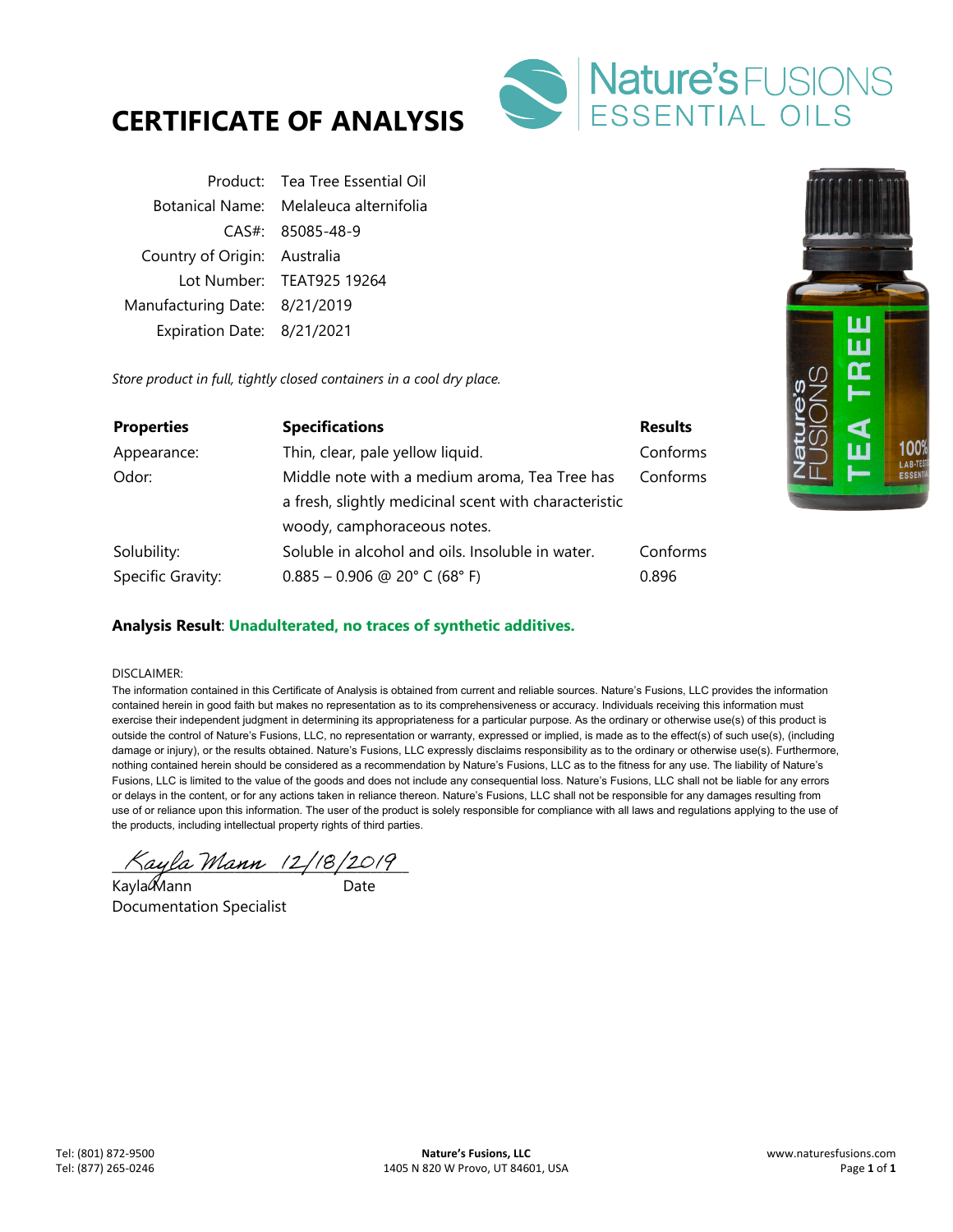# CERTIFICATE OF ANALYSIS

Nature's FUSIONS ESSENTIAL OILS

| | |
|---|---|
| Product: | Tea Tree Essential Oil |
| Botanical Name: | Melaleuca alternifolia |
| CAS#: | 85085-48-9 |
| Country of Origin: | Australia |
| Lot Number: | TEAT925 19264 |
| Manufacturing Date: | 8/21/2019 |
| Expiration Date: | 8/21/2021 |

*Store product in full, tightly closed containers in a cool dry place.*

| Properties | Specifications | Results |
|---|---|---|
| Appearance: | Thin, clear, pale yellow liquid. | Conforms |
| Odor: | Middle note with a medium aroma, Tea Tree has a fresh, slightly medicinal scent with characteristic woody, camphoraceous notes. | Conforms |
| Solubility: | Soluble in alcohol and oils. Insoluble in water. | Conforms |
| Specific Gravity: | 0.885 – 0.906 @ 20° C (68° F) | 0.896 |

**Analysis Result**: **Unadulterated, no traces of synthetic additives.**

DISCLAIMER:

The information contained in this Certificate of Analysis is obtained from current and reliable sources. Nature's Fusions, LLC provides the information contained herein in good faith but makes no representation as to its comprehensiveness or accuracy. Individuals receiving this information must exercise their independent judgment in determining its appropriateness for a particular purpose. As the ordinary or otherwise use(s) of this product is outside the control of Nature's Fusions, LLC, no representation or warranty, expressed or implied, is made as to the effect(s) of such use(s), (including damage or injury), or the results obtained. Nature's Fusions, LLC expressly disclaims responsibility as to the ordinary or otherwise use(s). Furthermore, nothing contained herein should be considered as a recommendation by Nature's Fusions, LLC as to the fitness for any use. The liability of Nature's Fusions, LLC is limited to the value of the goods and does not include any consequential loss. Nature's Fusions, LLC shall not be liable for any errors or delays in the content, or for any actions taken in reliance thereon. Nature's Fusions, LLC shall not be responsible for any damages resulting from use of or reliance upon this information. The user of the product is solely responsible for compliance with all laws and regulations applying to the use of the products, including intellectual property rights of third parties.

*Kayla Mann* 12/18/2019

Kayla Mann — Date

Documentation Specialist

Tel: (801) 872-9500
Tel: (877) 265-0246

**Nature's Fusions, LLC**
1405 N 820 W Provo, UT 84601, USA

www.naturesfusions.com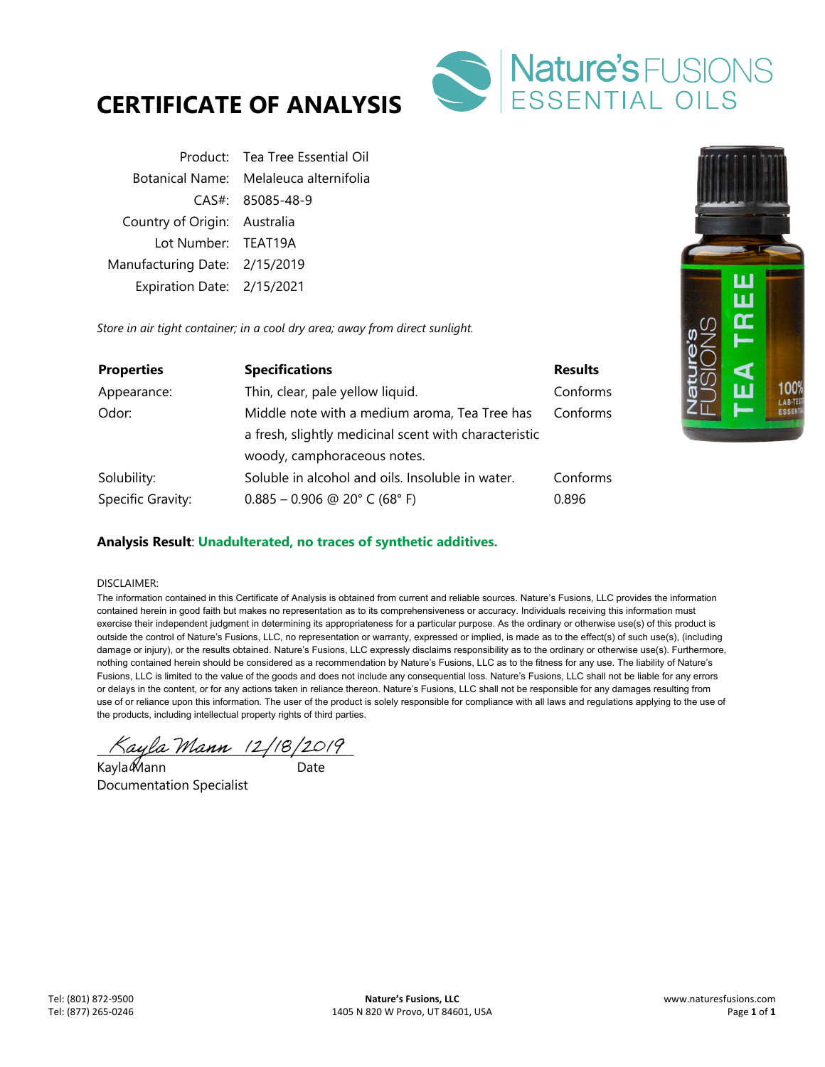# CERTIFICATE OF ANALYSIS

Nature's FUSIONS ESSENTIAL OILS

| | |
|---|---|
| Product: | Tea Tree Essential Oil |
| Botanical Name: | Melaleuca alternifolia |
| CAS#: | 85085-48-9 |
| Country of Origin: | Australia |
| Lot Number: | TEAT19A |
| Manufacturing Date: | 2/15/2019 |
| Expiration Date: | 2/15/2021 |

*Store in air tight container; in a cool dry area; away from direct sunlight.*

| **Properties** | **Specifications** | **Results** |
|---|---|---|
| Appearance: | Thin, clear, pale yellow liquid. | Conforms |
| Odor: | Middle note with a medium aroma, Tea Tree has a fresh, slightly medicinal scent with characteristic woody, camphoraceous notes. | Conforms |
| Solubility: | Soluble in alcohol and oils. Insoluble in water. | Conforms |
| Specific Gravity: | 0.885 – 0.906 @ 20° C (68° F) | 0.896 |

**Analysis Result**: **Unadulterated, no traces of synthetic additives.**

DISCLAIMER:

The information contained in this Certificate of Analysis is obtained from current and reliable sources. Nature's Fusions, LLC provides the information contained herein in good faith but makes no representation as to its comprehensiveness or accuracy. Individuals receiving this information must exercise their independent judgment in determining its appropriateness for a particular purpose. As the ordinary or otherwise use(s) of this product is outside the control of Nature's Fusions, LLC, no representation or warranty, expressed or implied, is made as to the effect(s) of such use(s), (including damage or injury), or the results obtained. Nature's Fusions, LLC expressly disclaims responsibility as to the ordinary or otherwise use(s). Furthermore, nothing contained herein should be considered as a recommendation by Nature's Fusions, LLC as to the fitness for any use. The liability of Nature's Fusions, LLC is limited to the value of the goods and does not include any consequential loss. Nature's Fusions, LLC shall not be liable for any errors or delays in the content, or for any actions taken in reliance thereon. Nature's Fusions, LLC shall not be responsible for any damages resulting from use of or reliance upon this information. The user of the product is solely responsible for compliance with all laws and regulations applying to the use of the products, including intellectual property rights of third parties.

*Kayla Mann* 12/18/2019

Kayla Mann — Date

Documentation Specialist

Tel: (801) 872-9500
Tel: (877) 265-0246

**Nature's Fusions, LLC**
1405 N 820 W Provo, UT 84601, USA

www.naturesfusions.com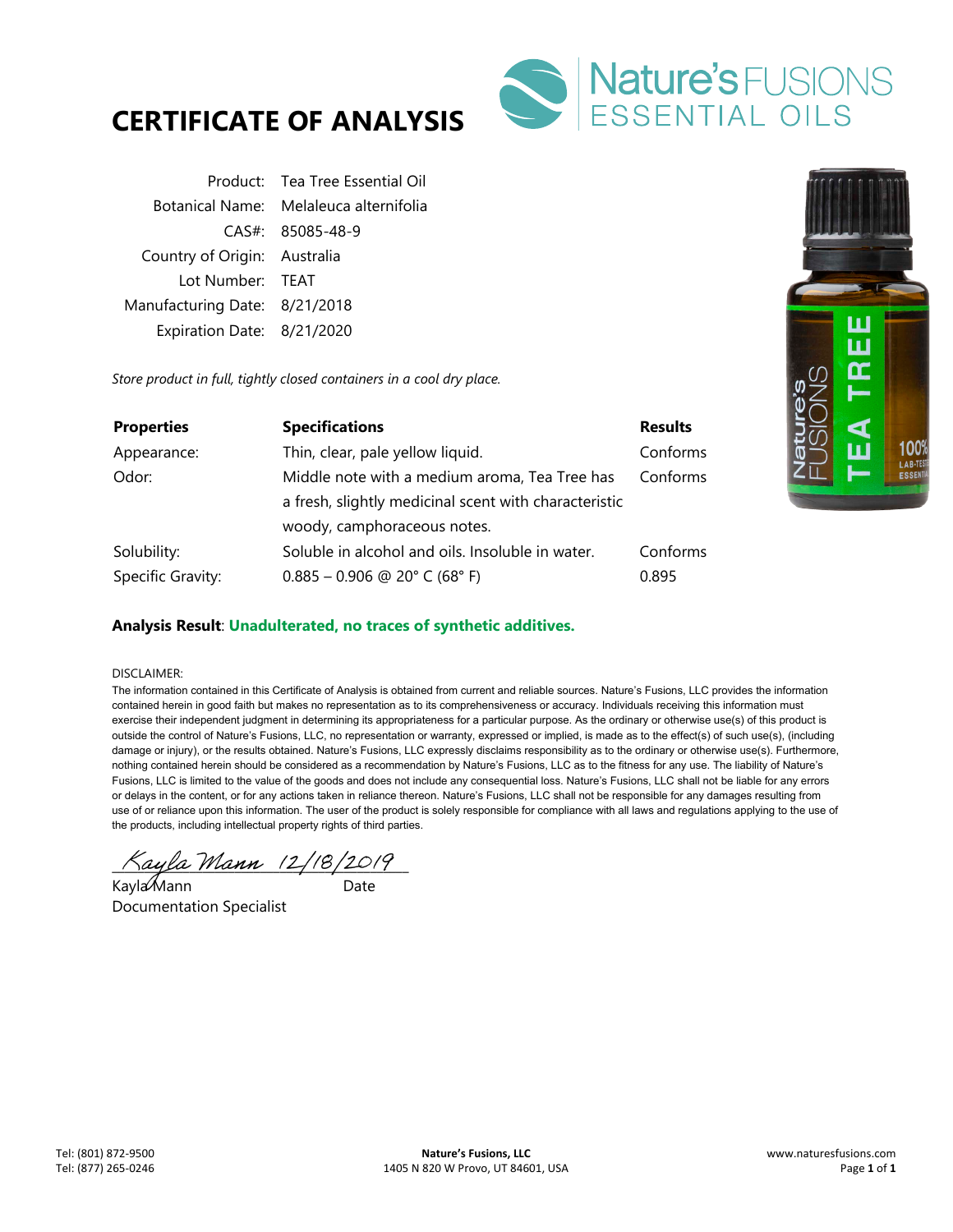# CERTIFICATE OF ANALYSIS

Nature's FUSIONS ESSENTIAL OILS

| | |
|---|---|
| Product: | Tea Tree Essential Oil |
| Botanical Name: | Melaleuca alternifolia |
| CAS#: | 85085-48-9 |
| Country of Origin: | Australia |
| Lot Number: | TEAT |
| Manufacturing Date: | 8/21/2018 |
| Expiration Date: | 8/21/2020 |

*Store product in full, tightly closed containers in a cool dry place.*

| Properties | Specifications | Results |
|---|---|---|
| Appearance: | Thin, clear, pale yellow liquid. | Conforms |
| Odor: | Middle note with a medium aroma, Tea Tree has a fresh, slightly medicinal scent with characteristic woody, camphoraceous notes. | Conforms |
| Solubility: | Soluble in alcohol and oils. Insoluble in water. | Conforms |
| Specific Gravity: | 0.885 – 0.906 @ 20° C (68° F) | 0.895 |

**Analysis Result**: **Unadulterated, no traces of synthetic additives.**

DISCLAIMER:

The information contained in this Certificate of Analysis is obtained from current and reliable sources. Nature's Fusions, LLC provides the information contained herein in good faith but makes no representation as to its comprehensiveness or accuracy. Individuals receiving this information must exercise their independent judgment in determining its appropriateness for a particular purpose. As the ordinary or otherwise use(s) of this product is outside the control of Nature's Fusions, LLC, no representation or warranty, expressed or implied, is made as to the effect(s) of such use(s), (including damage or injury), or the results obtained. Nature's Fusions, LLC expressly disclaims responsibility as to the ordinary or otherwise use(s). Furthermore, nothing contained herein should be considered as a recommendation by Nature's Fusions, LLC as to the fitness for any use. The liability of Nature's Fusions, LLC is limited to the value of the goods and does not include any consequential loss. Nature's Fusions, LLC shall not be liable for any errors or delays in the content, or for any actions taken in reliance thereon. Nature's Fusions, LLC shall not be responsible for any damages resulting from use of or reliance upon this information. The user of the product is solely responsible for compliance with all laws and regulations applying to the use of the products, including intellectual property rights of third parties.

Kayla Mann 12/18/2019

Kayla Mann — Date

Documentation Specialist

Tel: (801) 872-9500
Tel: (877) 265-0246

**Nature's Fusions, LLC**
1405 N 820 W Provo, UT 84601, USA

www.naturesfusions.com